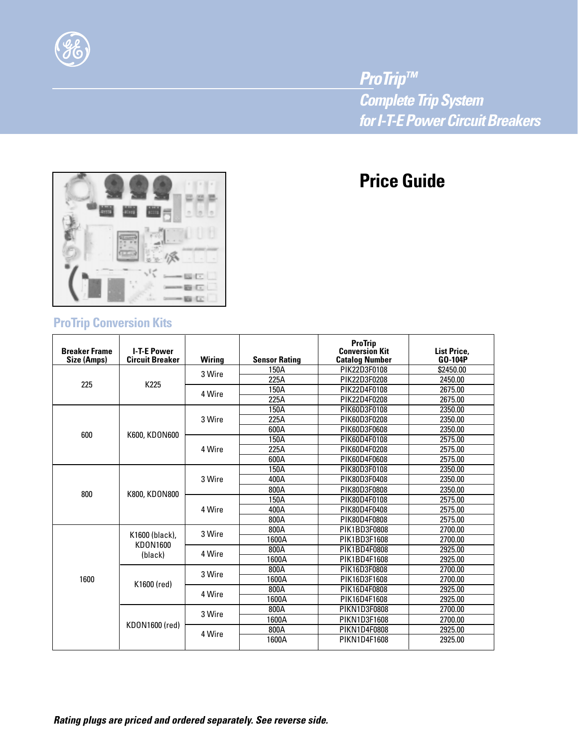# ProTrip™ Complete Trip System for I-T-E Power Circuit Breakers

## Price Guide

## ProTrip Conversion Kits

| Breaker Frame Size (Amps) | I-T-E Power Circuit Breaker | Wiring | Sensor Rating | ProTrip Conversion Kit Catalog Number | List Price, GO-104P |
|---|---|---|---|---|---|
| 225 | K225 | 3 Wire | 150A | PIK22D3F0108 | $2450.00 |
| | | | 225A | PIK22D3F0208 | 2450.00 |
| | | 4 Wire | 150A | PIK22D4F0108 | 2675.00 |
| | | | 225A | PIK22D4F0208 | 2675.00 |
| 600 | K600, KDON600 | 3 Wire | 150A | PIK60D3F0108 | 2350.00 |
| | | | 225A | PIK60D3F0208 | 2350.00 |
| | | | 600A | PIK60D3F0608 | 2350.00 |
| | | 4 Wire | 150A | PIK60D4F0108 | 2575.00 |
| | | | 225A | PIK60D4F0208 | 2575.00 |
| | | | 600A | PIK60D4F0608 | 2575.00 |
| 800 | K800, KDON800 | 3 Wire | 150A | PIK80D3F0108 | 2350.00 |
| | | | 400A | PIK80D3F0408 | 2350.00 |
| | | | 800A | PIK80D3F0808 | 2350.00 |
| | | 4 Wire | 150A | PIK80D4F0108 | 2575.00 |
| | | | 400A | PIK80D4F0408 | 2575.00 |
| | | | 800A | PIK80D4F0808 | 2575.00 |
| 1600 | K1600 (black), KDON1600 (black) | 3 Wire | 800A | PIK1BD3F0808 | 2700.00 |
| | | | 1600A | PIK1BD3F1608 | 2700.00 |
| | | 4 Wire | 800A | PIK1BD4F0808 | 2925.00 |
| | | | 1600A | PIK1BD4F1608 | 2925.00 |
| | K1600 (red) | 3 Wire | 800A | PIK16D3F0808 | 2700.00 |
| | | | 1600A | PIK16D3F1608 | 2700.00 |
| | | 4 Wire | 800A | PIK16D4F0808 | 2925.00 |
| | | | 1600A | PIK16D4F1608 | 2925.00 |
| | KDON1600 (red) | 3 Wire | 800A | PIKN1D3F0808 | 2700.00 |
| | | | 1600A | PIKN1D3F1608 | 2700.00 |
| | | 4 Wire | 800A | PIKN1D4F0808 | 2925.00 |
| | | | 1600A | PIKN1D4F1608 | 2925.00 |

***Rating plugs are priced and ordered separately. See reverse side.***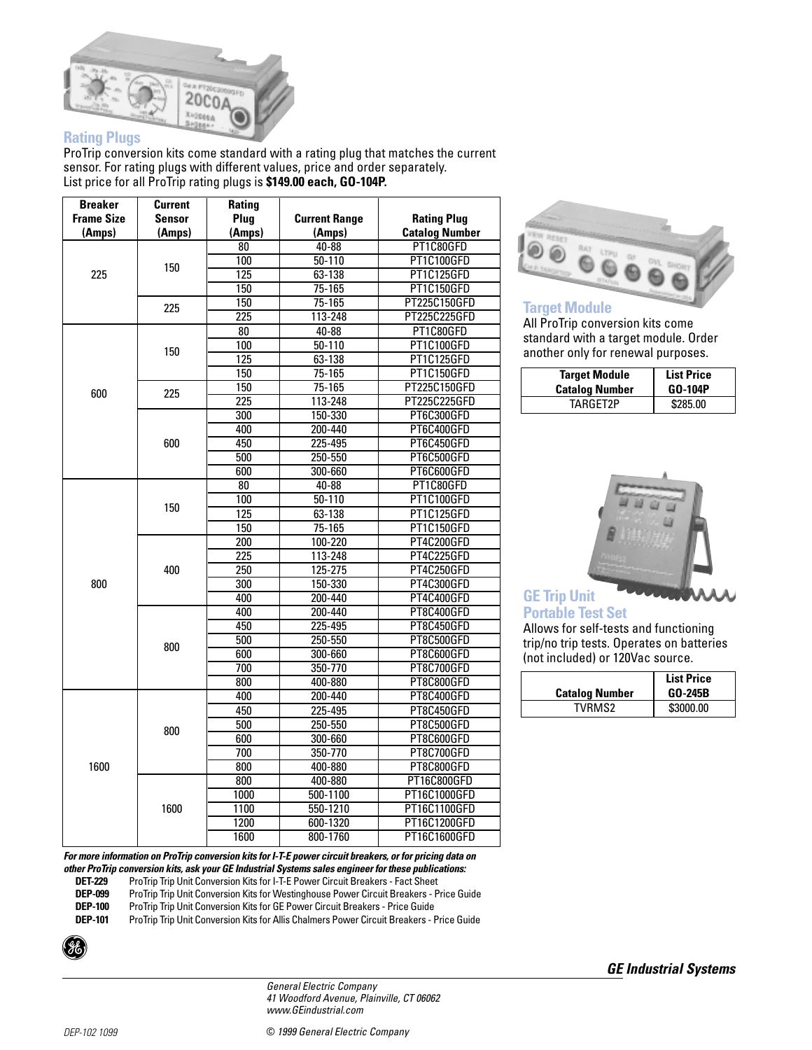## Rating Plugs

ProTrip conversion kits come standard with a rating plug that matches the current sensor. For rating plugs with different values, price and order separately. List price for all ProTrip rating plugs is **$149.00 each, GO-104P.**

| Breaker Frame Size (Amps) | Current Sensor (Amps) | Rating Plug (Amps) | Current Range (Amps) | Rating Plug Catalog Number |
|---|---|---|---|---|
| 225 | 150 | 80 | 40-88 | PT1C80GFD |
| | | 100 | 50-110 | PT1C100GFD |
| | | 125 | 63-138 | PT1C125GFD |
| | | 150 | 75-165 | PT1C150GFD |
| | 225 | 150 | 75-165 | PT225C150GFD |
| | | 225 | 113-248 | PT225C225GFD |
| 600 | 150 | 80 | 40-88 | PT1C80GFD |
| | | 100 | 50-110 | PT1C100GFD |
| | | 125 | 63-138 | PT1C125GFD |
| | | 150 | 75-165 | PT1C150GFD |
| | 225 | 150 | 75-165 | PT225C150GFD |
| | | 225 | 113-248 | PT225C225GFD |
| | 600 | 300 | 150-330 | PT6C300GFD |
| | | 400 | 200-440 | PT6C400GFD |
| | | 450 | 225-495 | PT6C450GFD |
| | | 500 | 250-550 | PT6C500GFD |
| | | 600 | 300-660 | PT6C600GFD |
| 800 | 150 | 80 | 40-88 | PT1C80GFD |
| | | 100 | 50-110 | PT1C100GFD |
| | | 125 | 63-138 | PT1C125GFD |
| | | 150 | 75-165 | PT1C150GFD |
| | 400 | 200 | 100-220 | PT4C200GFD |
| | | 225 | 113-248 | PT4C225GFD |
| | | 250 | 125-275 | PT4C250GFD |
| | | 300 | 150-330 | PT4C300GFD |
| | | 400 | 200-440 | PT4C400GFD |
| | 800 | 400 | 200-440 | PT8C400GFD |
| | | 450 | 225-495 | PT8C450GFD |
| | | 500 | 250-550 | PT8C500GFD |
| | | 600 | 300-660 | PT8C600GFD |
| | | 700 | 350-770 | PT8C700GFD |
| | | 800 | 400-880 | PT8C800GFD |
| 1600 | 800 | 400 | 200-440 | PT8C400GFD |
| | | 450 | 225-495 | PT8C450GFD |
| | | 500 | 250-550 | PT8C500GFD |
| | | 600 | 300-660 | PT8C600GFD |
| | | 700 | 350-770 | PT8C700GFD |
| | | 800 | 400-880 | PT8C800GFD |
| | 1600 | 800 | 400-880 | PT16C800GFD |
| | | 1000 | 500-1100 | PT16C1000GFD |
| | | 1100 | 550-1210 | PT16C1100GFD |
| | | 1200 | 600-1320 | PT16C1200GFD |
| | | 1600 | 800-1760 | PT16C1600GFD |

***For more information on ProTrip conversion kits for I-T-E power circuit breakers, or for pricing data on other ProTrip conversion kits, ask your GE Industrial Systems sales engineer for these publications:***

- **DET-229** ProTrip Trip Unit Conversion Kits for I-T-E Power Circuit Breakers - Fact Sheet
- **DEP-099** ProTrip Trip Unit Conversion Kits for Westinghouse Power Circuit Breakers - Price Guide
- **DEP-100** ProTrip Trip Unit Conversion Kits for GE Power Circuit Breakers - Price Guide
- **DEP-101** ProTrip Trip Unit Conversion Kits for Allis Chalmers Power Circuit Breakers - Price Guide

## Target Module

All ProTrip conversion kits come standard with a target module. Order another only for renewal purposes.

| Target Module Catalog Number | List Price GO-104P |
|---|---|
| TARGET2P | $285.00 |

## GE Trip Unit Portable Test Set

Allows for self-tests and functioning trip/no trip tests. Operates on batteries (not included) or 120Vac source.

| Catalog Number | List Price GO-245B |
|---|---|
| TVRMS2 | $3000.00 |

***GE Industrial Systems***

*General Electric Company*
*41 Woodford Avenue, Plainville, CT 06062*
*www.GEindustrial.com*

*DEP-102 1099*

*© 1999 General Electric Company*